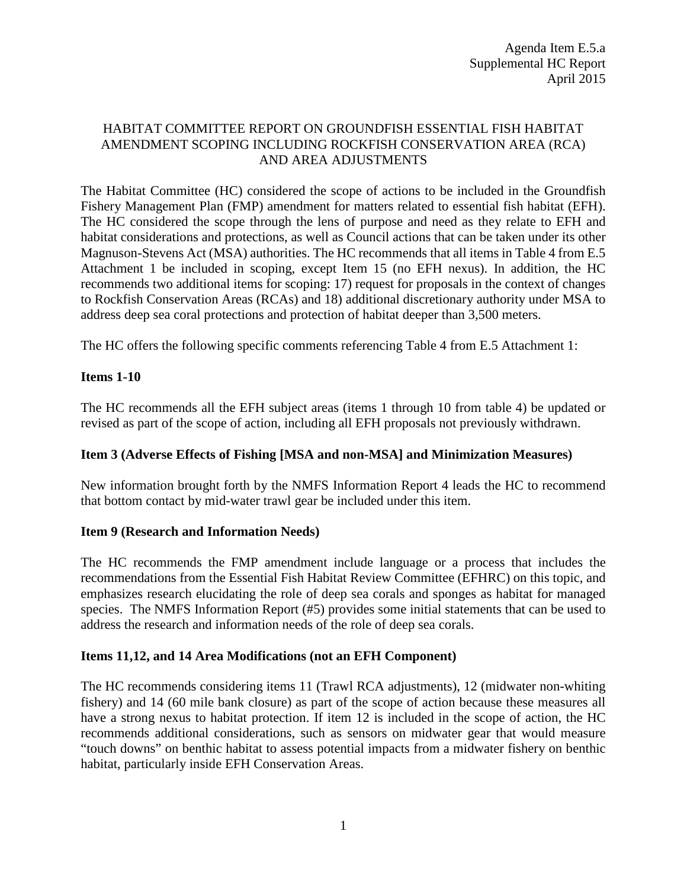Agenda Item E.5.a
Supplemental HC Report
April 2015

# HABITAT COMMITTEE REPORT ON GROUNDFISH ESSENTIAL FISH HABITAT AMENDMENT SCOPING INCLUDING ROCKFISH CONSERVATION AREA (RCA) AND AREA ADJUSTMENTS

The Habitat Committee (HC) considered the scope of actions to be included in the Groundfish Fishery Management Plan (FMP) amendment for matters related to essential fish habitat (EFH). The HC considered the scope through the lens of purpose and need as they relate to EFH and habitat considerations and protections, as well as Council actions that can be taken under its other Magnuson-Stevens Act (MSA) authorities. The HC recommends that all items in Table 4 from E.5 Attachment 1 be included in scoping, except Item 15 (no EFH nexus). In addition, the HC recommends two additional items for scoping: 17) request for proposals in the context of changes to Rockfish Conservation Areas (RCAs) and 18) additional discretionary authority under MSA to address deep sea coral protections and protection of habitat deeper than 3,500 meters.

The HC offers the following specific comments referencing Table 4 from E.5 Attachment 1:

**Items 1-10**

The HC recommends all the EFH subject areas (items 1 through 10 from table 4) be updated or revised as part of the scope of action, including all EFH proposals not previously withdrawn.

**Item 3 (Adverse Effects of Fishing [MSA and non-MSA] and Minimization Measures)**

New information brought forth by the NMFS Information Report 4 leads the HC to recommend that bottom contact by mid-water trawl gear be included under this item.

**Item 9 (Research and Information Needs)**

The HC recommends the FMP amendment include language or a process that includes the recommendations from the Essential Fish Habitat Review Committee (EFHRC) on this topic, and emphasizes research elucidating the role of deep sea corals and sponges as habitat for managed species. The NMFS Information Report (#5) provides some initial statements that can be used to address the research and information needs of the role of deep sea corals.

**Items 11,12, and 14 Area Modifications (not an EFH Component)**

The HC recommends considering items 11 (Trawl RCA adjustments), 12 (midwater non-whiting fishery) and 14 (60 mile bank closure) as part of the scope of action because these measures all have a strong nexus to habitat protection. If item 12 is included in the scope of action, the HC recommends additional considerations, such as sensors on midwater gear that would measure "touch downs" on benthic habitat to assess potential impacts from a midwater fishery on benthic habitat, particularly inside EFH Conservation Areas.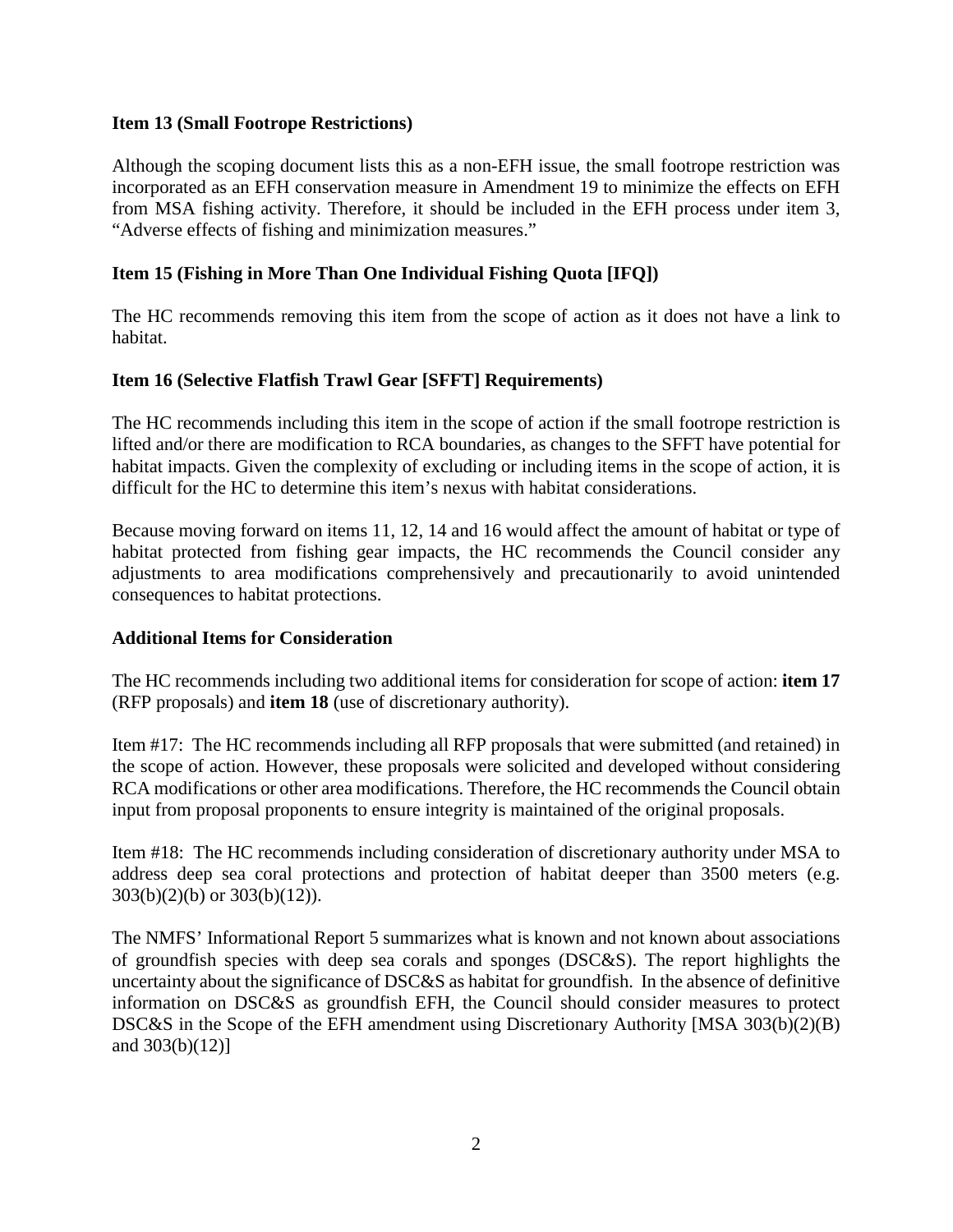**Item 13 (Small Footrope Restrictions)**

Although the scoping document lists this as a non-EFH issue, the small footrope restriction was incorporated as an EFH conservation measure in Amendment 19 to minimize the effects on EFH from MSA fishing activity. Therefore, it should be included in the EFH process under item 3, "Adverse effects of fishing and minimization measures."

**Item 15 (Fishing in More Than One Individual Fishing Quota [IFQ])**

The HC recommends removing this item from the scope of action as it does not have a link to habitat.

**Item 16 (Selective Flatfish Trawl Gear [SFFT] Requirements)**

The HC recommends including this item in the scope of action if the small footrope restriction is lifted and/or there are modification to RCA boundaries, as changes to the SFFT have potential for habitat impacts. Given the complexity of excluding or including items in the scope of action, it is difficult for the HC to determine this item's nexus with habitat considerations.

Because moving forward on items 11, 12, 14 and 16 would affect the amount of habitat or type of habitat protected from fishing gear impacts, the HC recommends the Council consider any adjustments to area modifications comprehensively and precautionarily to avoid unintended consequences to habitat protections.

**Additional Items for Consideration**

The HC recommends including two additional items for consideration for scope of action: **item 17** (RFP proposals) and **item 18** (use of discretionary authority).

Item #17: The HC recommends including all RFP proposals that were submitted (and retained) in the scope of action. However, these proposals were solicited and developed without considering RCA modifications or other area modifications. Therefore, the HC recommends the Council obtain input from proposal proponents to ensure integrity is maintained of the original proposals.

Item #18: The HC recommends including consideration of discretionary authority under MSA to address deep sea coral protections and protection of habitat deeper than 3500 meters (e.g. 303(b)(2)(b) or 303(b)(12)).

The NMFS' Informational Report 5 summarizes what is known and not known about associations of groundfish species with deep sea corals and sponges (DSC&S). The report highlights the uncertainty about the significance of DSC&S as habitat for groundfish. In the absence of definitive information on DSC&S as groundfish EFH, the Council should consider measures to protect DSC&S in the Scope of the EFH amendment using Discretionary Authority [MSA 303(b)(2)(B) and 303(b)(12)]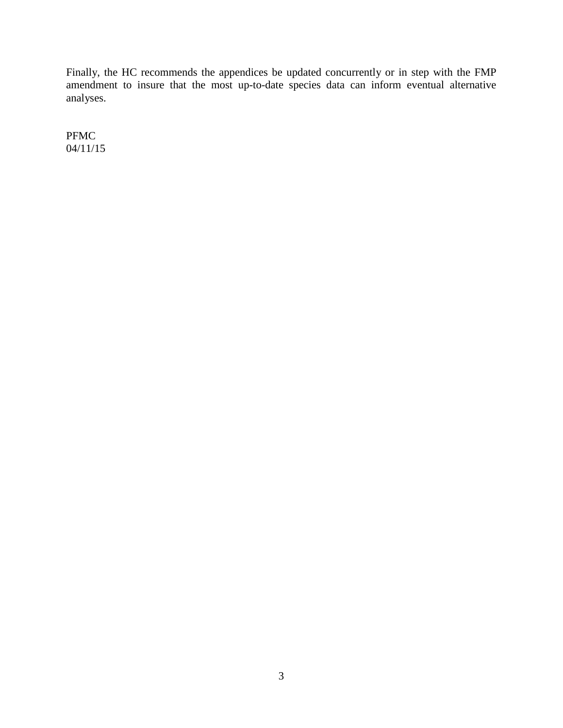Finally, the HC recommends the appendices be updated concurrently or in step with the FMP amendment to insure that the most up-to-date species data can inform eventual alternative analyses.

PFMC
04/11/15